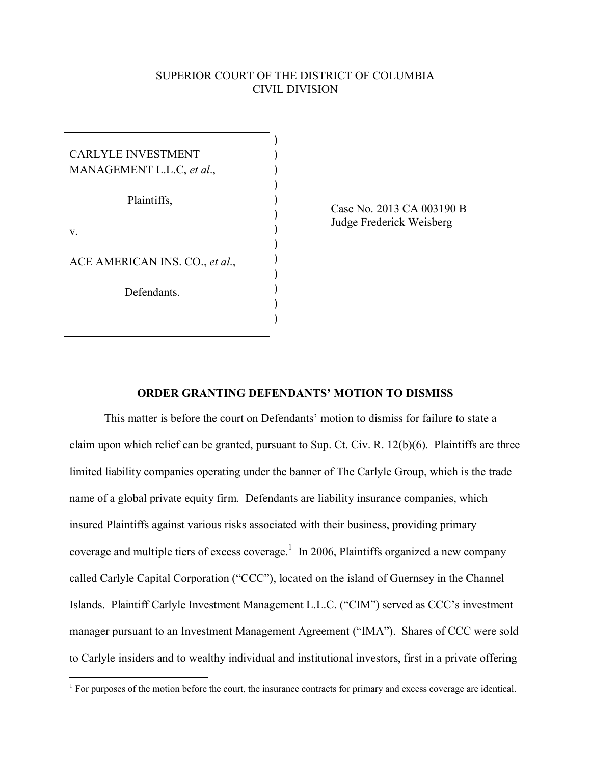SUPERIOR COURT OF THE DISTRICT OF COLUMBIA
CIVIL DIVISION

| | |
|---|---|
| CARLYLE INVESTMENT MANAGEMENT L.L.C, *et al*.,<br><br>Plaintiffs,<br><br>v.<br><br>ACE AMERICAN INS. CO., *et al*.,<br><br>Defendants. | Case No. 2013 CA 003190 B<br>Judge Frederick Weisberg |

**ORDER GRANTING DEFENDANTS' MOTION TO DISMISS**

This matter is before the court on Defendants' motion to dismiss for failure to state a claim upon which relief can be granted, pursuant to Sup. Ct. Civ. R. 12(b)(6). Plaintiffs are three limited liability companies operating under the banner of The Carlyle Group, which is the trade name of a global private equity firm. Defendants are liability insurance companies, which insured Plaintiffs against various risks associated with their business, providing primary coverage and multiple tiers of excess coverage.[1] In 2006, Plaintiffs organized a new company called Carlyle Capital Corporation ("CCC"), located on the island of Guernsey in the Channel Islands. Plaintiff Carlyle Investment Management L.L.C. ("CIM") served as CCC's investment manager pursuant to an Investment Management Agreement ("IMA"). Shares of CCC were sold to Carlyle insiders and to wealthy individual and institutional investors, first in a private offering

[1] For purposes of the motion before the court, the insurance contracts for primary and excess coverage are identical.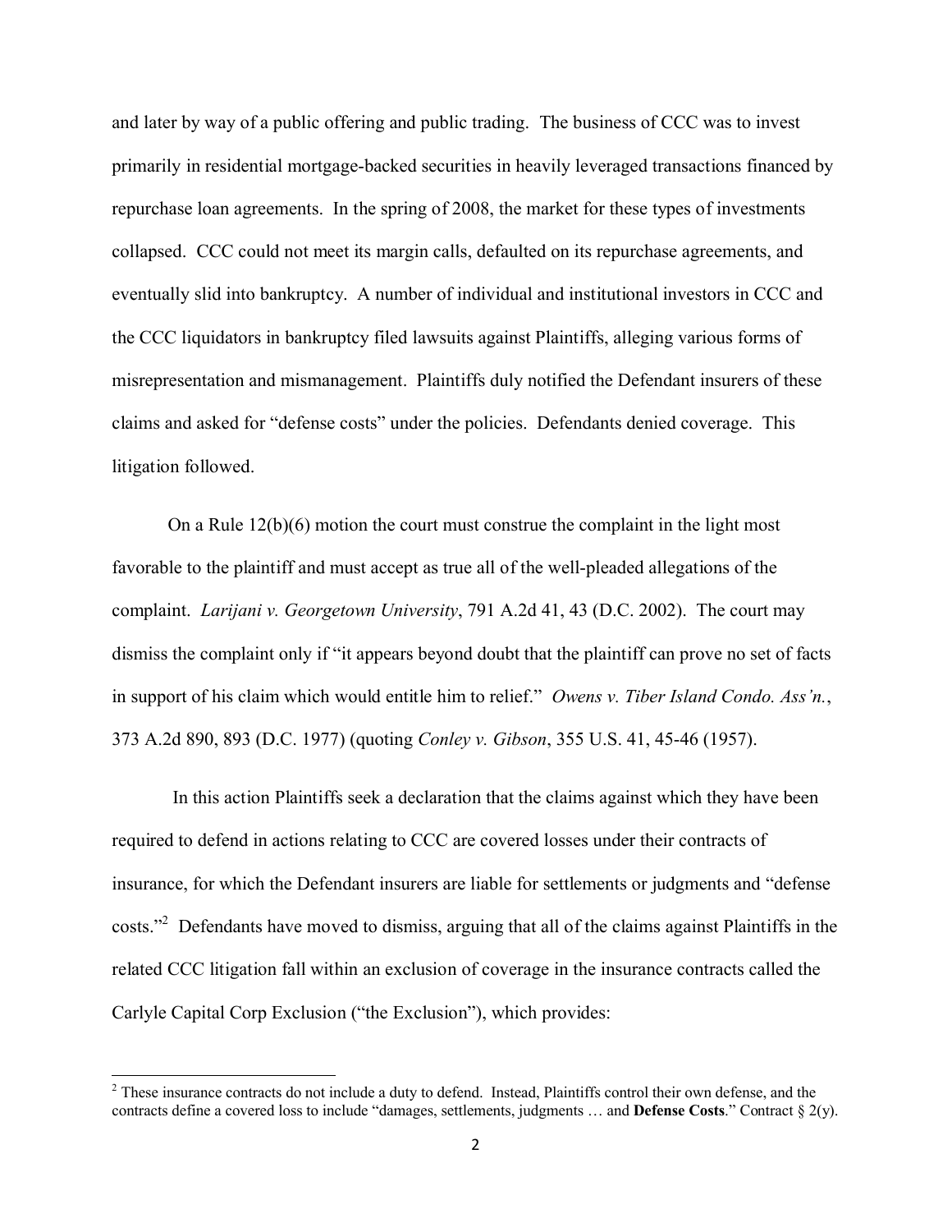and later by way of a public offering and public trading. The business of CCC was to invest primarily in residential mortgage-backed securities in heavily leveraged transactions financed by repurchase loan agreements. In the spring of 2008, the market for these types of investments collapsed. CCC could not meet its margin calls, defaulted on its repurchase agreements, and eventually slid into bankruptcy. A number of individual and institutional investors in CCC and the CCC liquidators in bankruptcy filed lawsuits against Plaintiffs, alleging various forms of misrepresentation and mismanagement. Plaintiffs duly notified the Defendant insurers of these claims and asked for "defense costs" under the policies. Defendants denied coverage. This litigation followed.

On a Rule 12(b)(6) motion the court must construe the complaint in the light most favorable to the plaintiff and must accept as true all of the well-pleaded allegations of the complaint. *Larijani v. Georgetown University*, 791 A.2d 41, 43 (D.C. 2002). The court may dismiss the complaint only if "it appears beyond doubt that the plaintiff can prove no set of facts in support of his claim which would entitle him to relief." *Owens v. Tiber Island Condo. Ass'n.*, 373 A.2d 890, 893 (D.C. 1977) (quoting *Conley v. Gibson*, 355 U.S. 41, 45-46 (1957).

In this action Plaintiffs seek a declaration that the claims against which they have been required to defend in actions relating to CCC are covered losses under their contracts of insurance, for which the Defendant insurers are liable for settlements or judgments and "defense costs."[2] Defendants have moved to dismiss, arguing that all of the claims against Plaintiffs in the related CCC litigation fall within an exclusion of coverage in the insurance contracts called the Carlyle Capital Corp Exclusion ("the Exclusion"), which provides:

[2] These insurance contracts do not include a duty to defend. Instead, Plaintiffs control their own defense, and the contracts define a covered loss to include "damages, settlements, judgments … and **Defense Costs**." Contract § 2(y).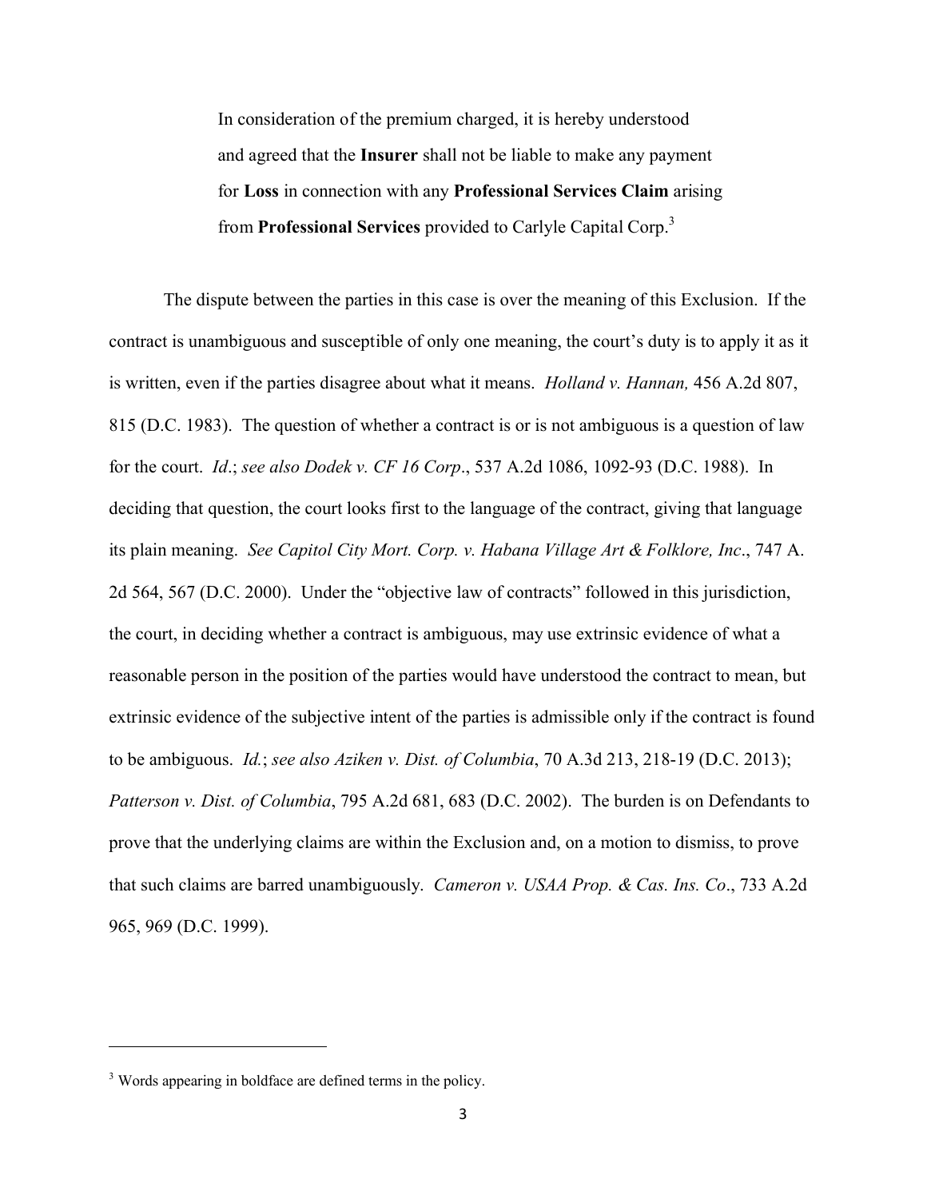> In consideration of the premium charged, it is hereby understood and agreed that the **Insurer** shall not be liable to make any payment for **Loss** in connection with any **Professional Services Claim** arising from **Professional Services** provided to Carlyle Capital Corp.[3]

The dispute between the parties in this case is over the meaning of this Exclusion. If the contract is unambiguous and susceptible of only one meaning, the court's duty is to apply it as it is written, even if the parties disagree about what it means. *Holland v. Hannan,* 456 A.2d 807, 815 (D.C. 1983). The question of whether a contract is or is not ambiguous is a question of law for the court. *Id*.; *see also Dodek v. CF 16 Corp*., 537 A.2d 1086, 1092-93 (D.C. 1988). In deciding that question, the court looks first to the language of the contract, giving that language its plain meaning. *See Capitol City Mort. Corp. v. Habana Village Art & Folklore, Inc*., 747 A. 2d 564, 567 (D.C. 2000). Under the "objective law of contracts" followed in this jurisdiction, the court, in deciding whether a contract is ambiguous, may use extrinsic evidence of what a reasonable person in the position of the parties would have understood the contract to mean, but extrinsic evidence of the subjective intent of the parties is admissible only if the contract is found to be ambiguous. *Id.*; *see also Aziken v. Dist. of Columbia*, 70 A.3d 213, 218-19 (D.C. 2013); *Patterson v. Dist. of Columbia*, 795 A.2d 681, 683 (D.C. 2002). The burden is on Defendants to prove that the underlying claims are within the Exclusion and, on a motion to dismiss, to prove that such claims are barred unambiguously. *Cameron v. USAA Prop. & Cas. Ins. Co*., 733 A.2d 965, 969 (D.C. 1999).

---

[3] Words appearing in boldface are defined terms in the policy.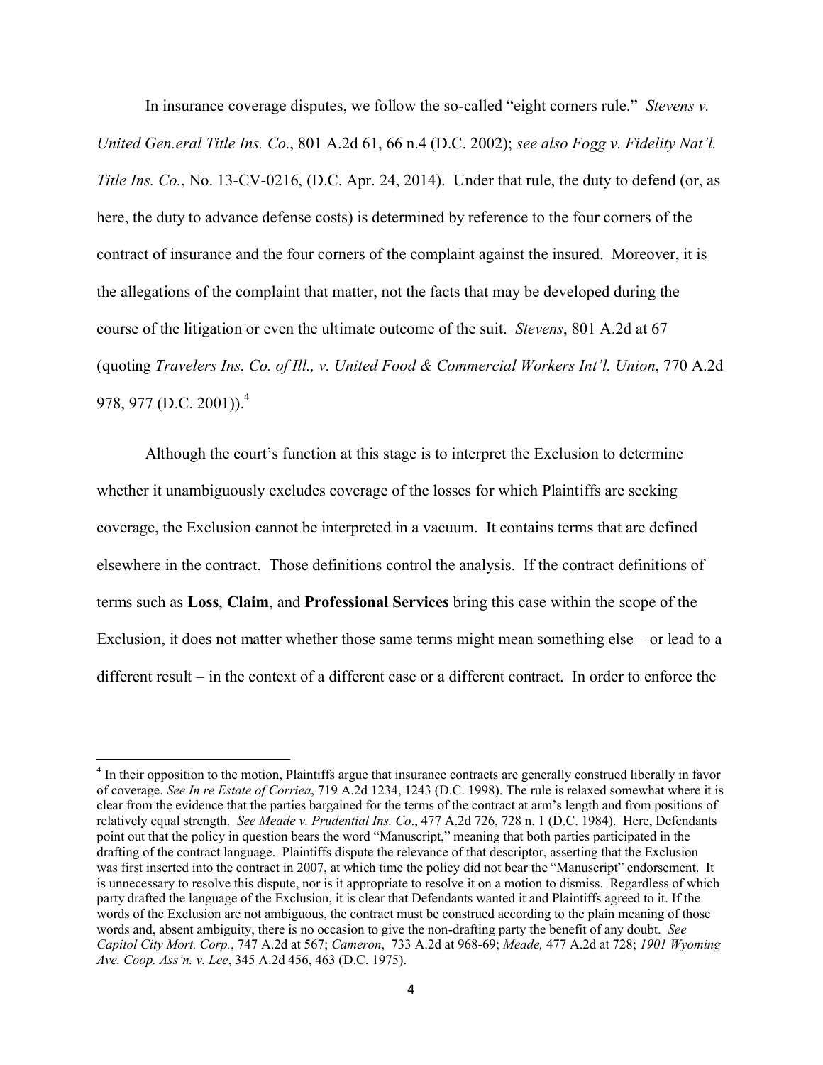In insurance coverage disputes, we follow the so-called "eight corners rule." *Stevens v. United Gen.eral Title Ins. Co*., 801 A.2d 61, 66 n.4 (D.C. 2002); *see also Fogg v. Fidelity Nat'l. Title Ins. Co.*, No. 13-CV-0216, (D.C. Apr. 24, 2014). Under that rule, the duty to defend (or, as here, the duty to advance defense costs) is determined by reference to the four corners of the contract of insurance and the four corners of the complaint against the insured. Moreover, it is the allegations of the complaint that matter, not the facts that may be developed during the course of the litigation or even the ultimate outcome of the suit. *Stevens*, 801 A.2d at 67 (quoting *Travelers Ins. Co. of Ill., v. United Food & Commercial Workers Int'l. Union*, 770 A.2d 978, 977 (D.C. 2001)).[4]

Although the court's function at this stage is to interpret the Exclusion to determine whether it unambiguously excludes coverage of the losses for which Plaintiffs are seeking coverage, the Exclusion cannot be interpreted in a vacuum. It contains terms that are defined elsewhere in the contract. Those definitions control the analysis. If the contract definitions of terms such as **Loss**, **Claim**, and **Professional Services** bring this case within the scope of the Exclusion, it does not matter whether those same terms might mean something else – or lead to a different result – in the context of a different case or a different contract. In order to enforce the

[4] In their opposition to the motion, Plaintiffs argue that insurance contracts are generally construed liberally in favor of coverage. *See In re Estate of Corriea*, 719 A.2d 1234, 1243 (D.C. 1998). The rule is relaxed somewhat where it is clear from the evidence that the parties bargained for the terms of the contract at arm's length and from positions of relatively equal strength. *See Meade v. Prudential Ins. Co*., 477 A.2d 726, 728 n. 1 (D.C. 1984). Here, Defendants point out that the policy in question bears the word "Manuscript," meaning that both parties participated in the drafting of the contract language. Plaintiffs dispute the relevance of that descriptor, asserting that the Exclusion was first inserted into the contract in 2007, at which time the policy did not bear the "Manuscript" endorsement. It is unnecessary to resolve this dispute, nor is it appropriate to resolve it on a motion to dismiss. Regardless of which party drafted the language of the Exclusion, it is clear that Defendants wanted it and Plaintiffs agreed to it. If the words of the Exclusion are not ambiguous, the contract must be construed according to the plain meaning of those words and, absent ambiguity, there is no occasion to give the non-drafting party the benefit of any doubt. *See Capitol City Mort. Corp.*, 747 A.2d at 567; *Cameron*, 733 A.2d at 968-69; *Meade,* 477 A.2d at 728; *1901 Wyoming Ave. Coop. Ass'n. v. Lee*, 345 A.2d 456, 463 (D.C. 1975).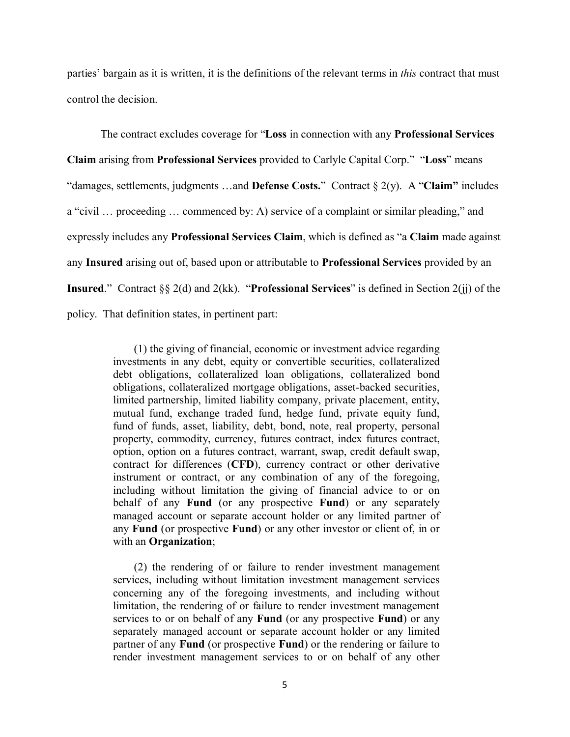parties' bargain as it is written, it is the definitions of the relevant terms in *this* contract that must control the decision.

The contract excludes coverage for "**Loss** in connection with any **Professional Services Claim** arising from **Professional Services** provided to Carlyle Capital Corp." "**Loss**" means "damages, settlements, judgments …and **Defense Costs.**" Contract § 2(y). A "**Claim"** includes a "civil … proceeding … commenced by: A) service of a complaint or similar pleading," and expressly includes any **Professional Services Claim**, which is defined as "a **Claim** made against any **Insured** arising out of, based upon or attributable to **Professional Services** provided by an **Insured**." Contract §§ 2(d) and 2(kk). "**Professional Services**" is defined in Section 2(jj) of the policy. That definition states, in pertinent part:

> (1) the giving of financial, economic or investment advice regarding investments in any debt, equity or convertible securities, collateralized debt obligations, collateralized loan obligations, collateralized bond obligations, collateralized mortgage obligations, asset-backed securities, limited partnership, limited liability company, private placement, entity, mutual fund, exchange traded fund, hedge fund, private equity fund, fund of funds, asset, liability, debt, bond, note, real property, personal property, commodity, currency, futures contract, index futures contract, option, option on a futures contract, warrant, swap, credit default swap, contract for differences (**CFD**), currency contract or other derivative instrument or contract, or any combination of any of the foregoing, including without limitation the giving of financial advice to or on behalf of any **Fund** (or any prospective **Fund**) or any separately managed account or separate account holder or any limited partner of any **Fund** (or prospective **Fund**) or any other investor or client of, in or with an **Organization**;
>
> (2) the rendering of or failure to render investment management services, including without limitation investment management services concerning any of the foregoing investments, and including without limitation, the rendering of or failure to render investment management services to or on behalf of any **Fund** (or any prospective **Fund**) or any separately managed account or separate account holder or any limited partner of any **Fund** (or prospective **Fund**) or the rendering or failure to render investment management services to or on behalf of any other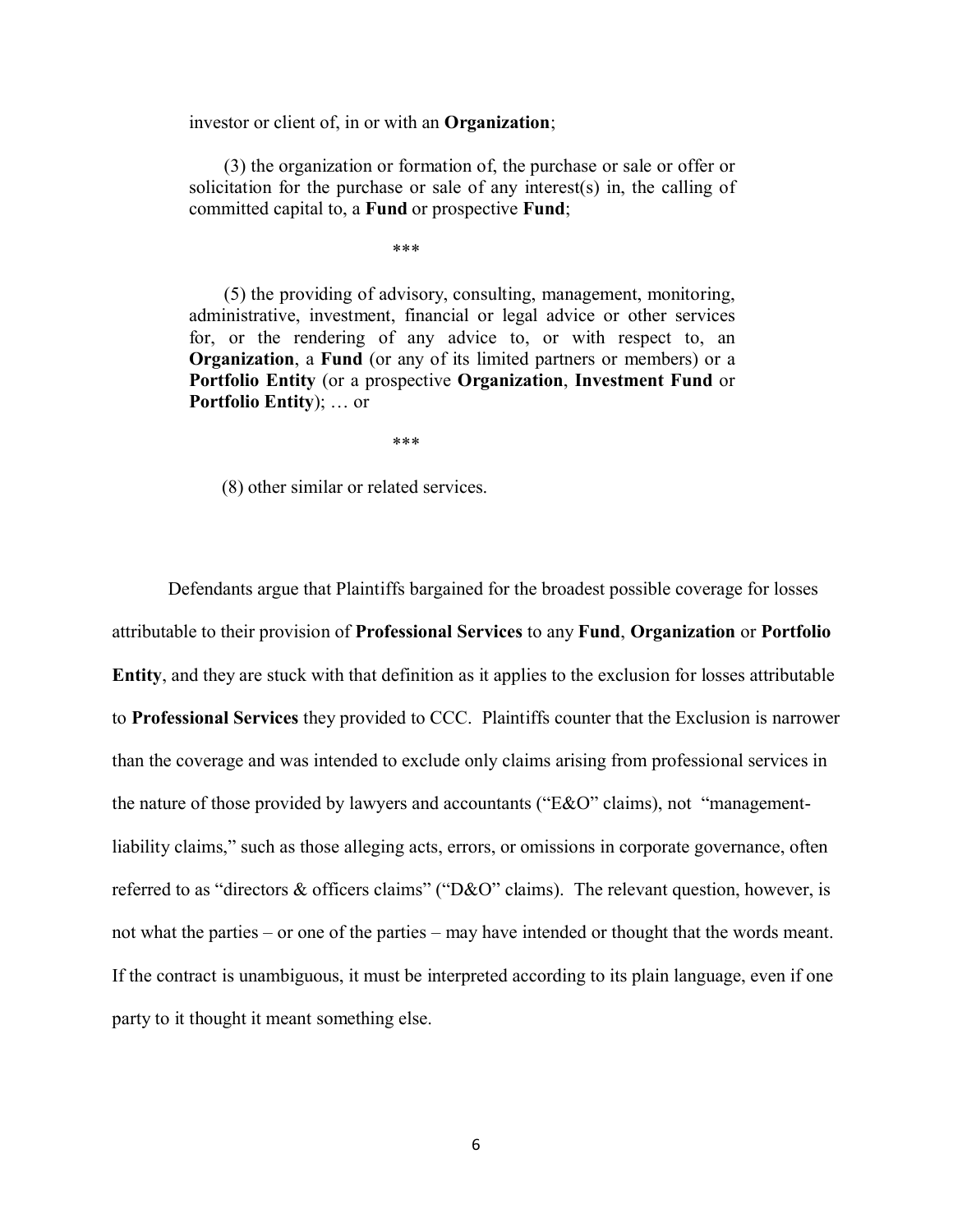> investor or client of, in or with an **Organization**;
>
> (3) the organization or formation of, the purchase or sale or offer or solicitation for the purchase or sale of any interest(s) in, the calling of committed capital to, a **Fund** or prospective **Fund**;
>
> ***
>
> (5) the providing of advisory, consulting, management, monitoring, administrative, investment, financial or legal advice or other services for, or the rendering of any advice to, or with respect to, an **Organization**, a **Fund** (or any of its limited partners or members) or a **Portfolio Entity** (or a prospective **Organization**, **Investment Fund** or **Portfolio Entity**); … or
>
> ***
>
> (8) other similar or related services.

Defendants argue that Plaintiffs bargained for the broadest possible coverage for losses attributable to their provision of **Professional Services** to any **Fund**, **Organization** or **Portfolio Entity**, and they are stuck with that definition as it applies to the exclusion for losses attributable to **Professional Services** they provided to CCC. Plaintiffs counter that the Exclusion is narrower than the coverage and was intended to exclude only claims arising from professional services in the nature of those provided by lawyers and accountants ("E&O" claims), not "management-liability claims," such as those alleging acts, errors, or omissions in corporate governance, often referred to as "directors & officers claims" ("D&O" claims). The relevant question, however, is not what the parties – or one of the parties – may have intended or thought that the words meant. If the contract is unambiguous, it must be interpreted according to its plain language, even if one party to it thought it meant something else.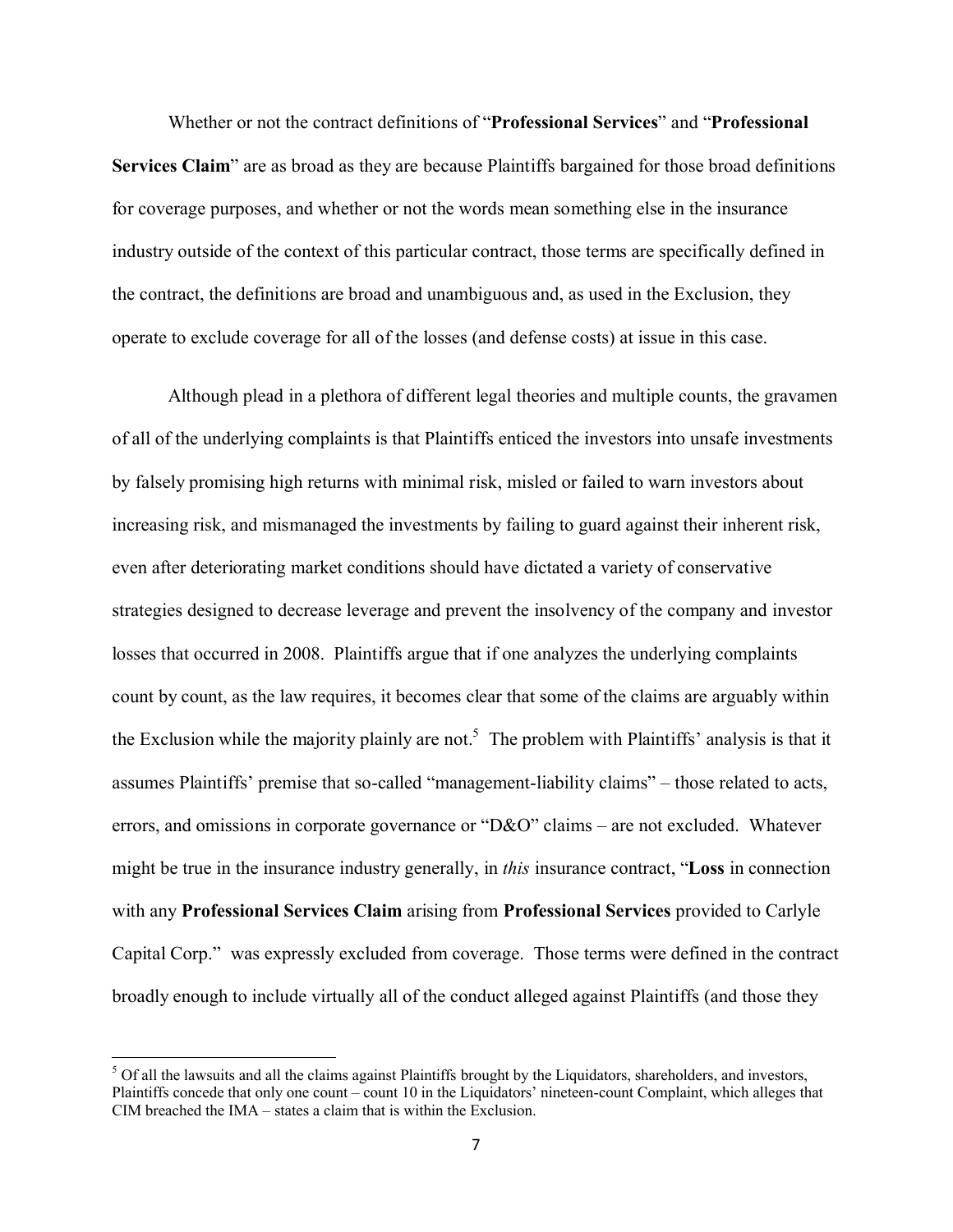Whether or not the contract definitions of "**Professional Services**" and "**Professional Services Claim**" are as broad as they are because Plaintiffs bargained for those broad definitions for coverage purposes, and whether or not the words mean something else in the insurance industry outside of the context of this particular contract, those terms are specifically defined in the contract, the definitions are broad and unambiguous and, as used in the Exclusion, they operate to exclude coverage for all of the losses (and defense costs) at issue in this case.

Although plead in a plethora of different legal theories and multiple counts, the gravamen of all of the underlying complaints is that Plaintiffs enticed the investors into unsafe investments by falsely promising high returns with minimal risk, misled or failed to warn investors about increasing risk, and mismanaged the investments by failing to guard against their inherent risk, even after deteriorating market conditions should have dictated a variety of conservative strategies designed to decrease leverage and prevent the insolvency of the company and investor losses that occurred in 2008. Plaintiffs argue that if one analyzes the underlying complaints count by count, as the law requires, it becomes clear that some of the claims are arguably within the Exclusion while the majority plainly are not.[5] The problem with Plaintiffs' analysis is that it assumes Plaintiffs' premise that so-called "management-liability claims" – those related to acts, errors, and omissions in corporate governance or "D&O" claims – are not excluded. Whatever might be true in the insurance industry generally, in *this* insurance contract, "**Loss** in connection with any **Professional Services Claim** arising from **Professional Services** provided to Carlyle Capital Corp." was expressly excluded from coverage. Those terms were defined in the contract broadly enough to include virtually all of the conduct alleged against Plaintiffs (and those they

[5] Of all the lawsuits and all the claims against Plaintiffs brought by the Liquidators, shareholders, and investors, Plaintiffs concede that only one count – count 10 in the Liquidators' nineteen-count Complaint, which alleges that CIM breached the IMA – states a claim that is within the Exclusion.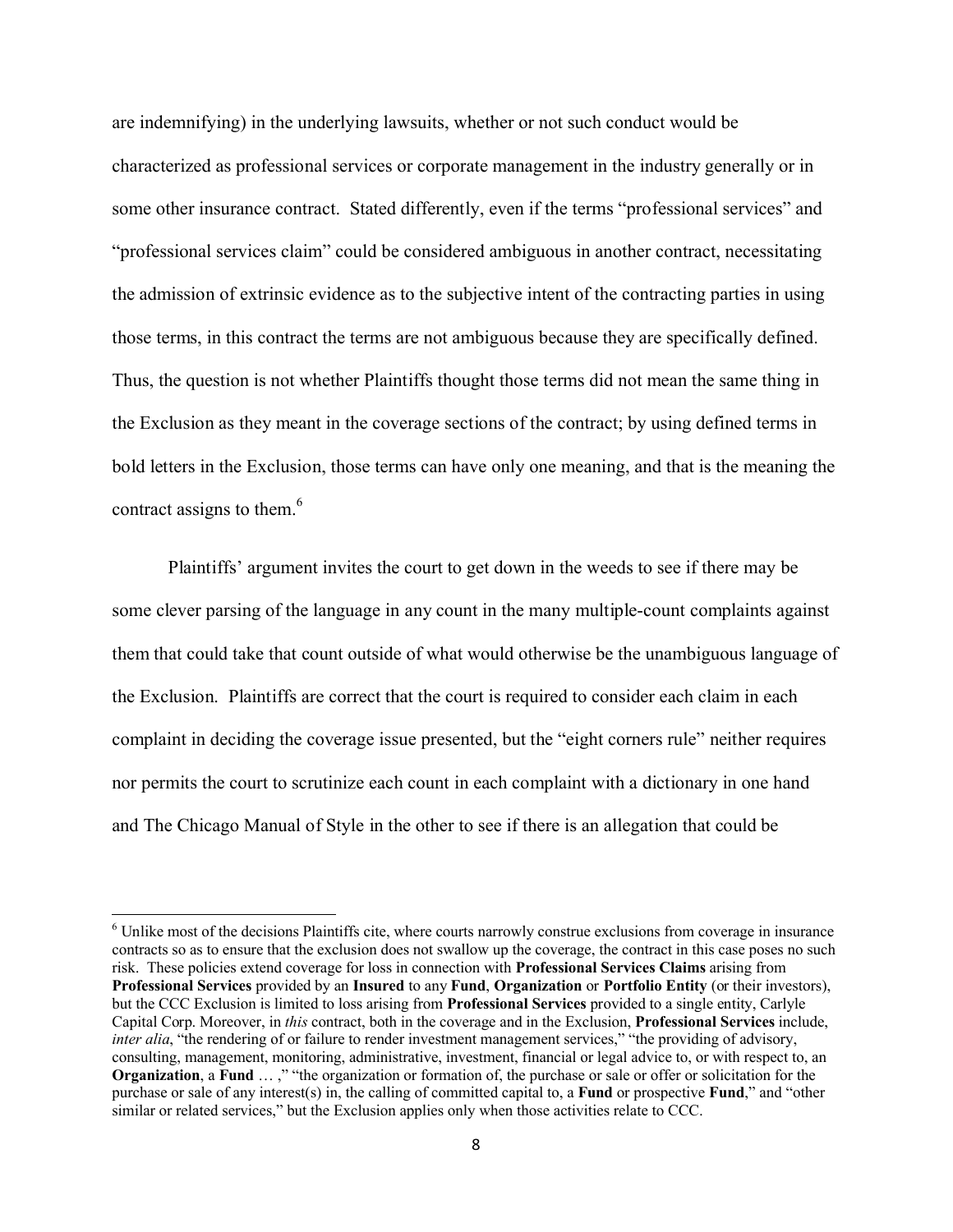are indemnifying) in the underlying lawsuits, whether or not such conduct would be characterized as professional services or corporate management in the industry generally or in some other insurance contract. Stated differently, even if the terms "professional services" and "professional services claim" could be considered ambiguous in another contract, necessitating the admission of extrinsic evidence as to the subjective intent of the contracting parties in using those terms, in this contract the terms are not ambiguous because they are specifically defined. Thus, the question is not whether Plaintiffs thought those terms did not mean the same thing in the Exclusion as they meant in the coverage sections of the contract; by using defined terms in bold letters in the Exclusion, those terms can have only one meaning, and that is the meaning the contract assigns to them.[6]

Plaintiffs' argument invites the court to get down in the weeds to see if there may be some clever parsing of the language in any count in the many multiple-count complaints against them that could take that count outside of what would otherwise be the unambiguous language of the Exclusion. Plaintiffs are correct that the court is required to consider each claim in each complaint in deciding the coverage issue presented, but the "eight corners rule" neither requires nor permits the court to scrutinize each count in each complaint with a dictionary in one hand and The Chicago Manual of Style in the other to see if there is an allegation that could be

---

[6] Unlike most of the decisions Plaintiffs cite, where courts narrowly construe exclusions from coverage in insurance contracts so as to ensure that the exclusion does not swallow up the coverage, the contract in this case poses no such risk. These policies extend coverage for loss in connection with **Professional Services Claims** arising from **Professional Services** provided by an **Insured** to any **Fund**, **Organization** or **Portfolio Entity** (or their investors), but the CCC Exclusion is limited to loss arising from **Professional Services** provided to a single entity, Carlyle Capital Corp. Moreover, in *this* contract, both in the coverage and in the Exclusion, **Professional Services** include, *inter alia*, "the rendering of or failure to render investment management services," "the providing of advisory, consulting, management, monitoring, administrative, investment, financial or legal advice to, or with respect to, an **Organization**, a **Fund** … ," "the organization or formation of, the purchase or sale or offer or solicitation for the purchase or sale of any interest(s) in, the calling of committed capital to, a **Fund** or prospective **Fund**," and "other similar or related services," but the Exclusion applies only when those activities relate to CCC.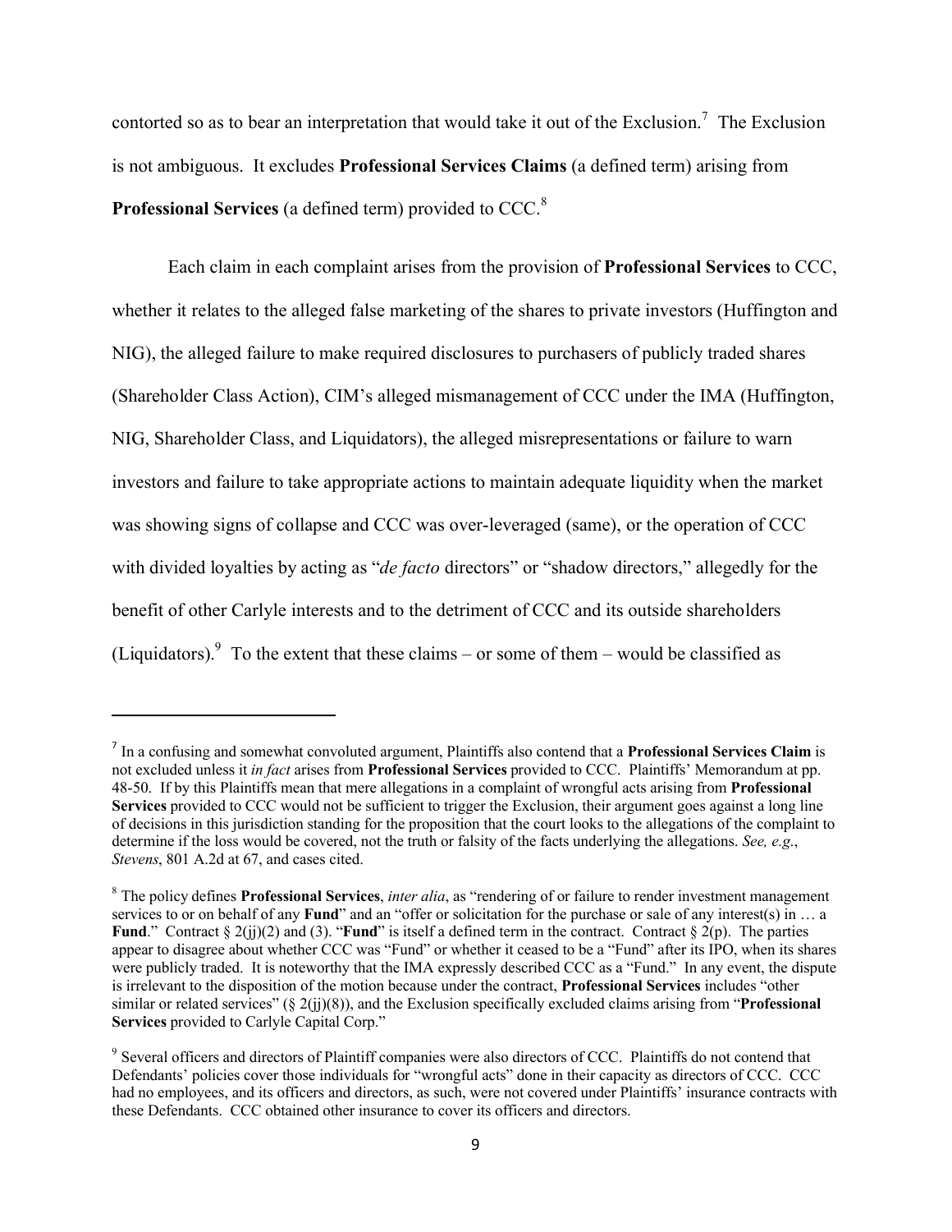contorted so as to bear an interpretation that would take it out of the Exclusion.[7] The Exclusion is not ambiguous. It excludes **Professional Services Claims** (a defined term) arising from **Professional Services** (a defined term) provided to CCC.[8]

Each claim in each complaint arises from the provision of **Professional Services** to CCC, whether it relates to the alleged false marketing of the shares to private investors (Huffington and NIG), the alleged failure to make required disclosures to purchasers of publicly traded shares (Shareholder Class Action), CIM's alleged mismanagement of CCC under the IMA (Huffington, NIG, Shareholder Class, and Liquidators), the alleged misrepresentations or failure to warn investors and failure to take appropriate actions to maintain adequate liquidity when the market was showing signs of collapse and CCC was over-leveraged (same), or the operation of CCC with divided loyalties by acting as "*de facto* directors" or "shadow directors," allegedly for the benefit of other Carlyle interests and to the detriment of CCC and its outside shareholders (Liquidators).[9] To the extent that these claims – or some of them – would be classified as

---

[7] In a confusing and somewhat convoluted argument, Plaintiffs also contend that a **Professional Services Claim** is not excluded unless it *in fact* arises from **Professional Services** provided to CCC. Plaintiffs' Memorandum at pp. 48-50. If by this Plaintiffs mean that mere allegations in a complaint of wrongful acts arising from **Professional Services** provided to CCC would not be sufficient to trigger the Exclusion, their argument goes against a long line of decisions in this jurisdiction standing for the proposition that the court looks to the allegations of the complaint to determine if the loss would be covered, not the truth or falsity of the facts underlying the allegations. *See, e.g.*, *Stevens*, 801 A.2d at 67, and cases cited.

[8] The policy defines **Professional Services**, *inter alia*, as "rendering of or failure to render investment management services to or on behalf of any **Fund**" and an "offer or solicitation for the purchase or sale of any interest(s) in … a **Fund**." Contract § 2(jj)(2) and (3). "**Fund**" is itself a defined term in the contract. Contract § 2(p). The parties appear to disagree about whether CCC was "Fund" or whether it ceased to be a "Fund" after its IPO, when its shares were publicly traded. It is noteworthy that the IMA expressly described CCC as a "Fund." In any event, the dispute is irrelevant to the disposition of the motion because under the contract, **Professional Services** includes "other similar or related services" (§ 2(jj)(8)), and the Exclusion specifically excluded claims arising from "**Professional Services** provided to Carlyle Capital Corp."

[9] Several officers and directors of Plaintiff companies were also directors of CCC. Plaintiffs do not contend that Defendants' policies cover those individuals for "wrongful acts" done in their capacity as directors of CCC. CCC had no employees, and its officers and directors, as such, were not covered under Plaintiffs' insurance contracts with these Defendants. CCC obtained other insurance to cover its officers and directors.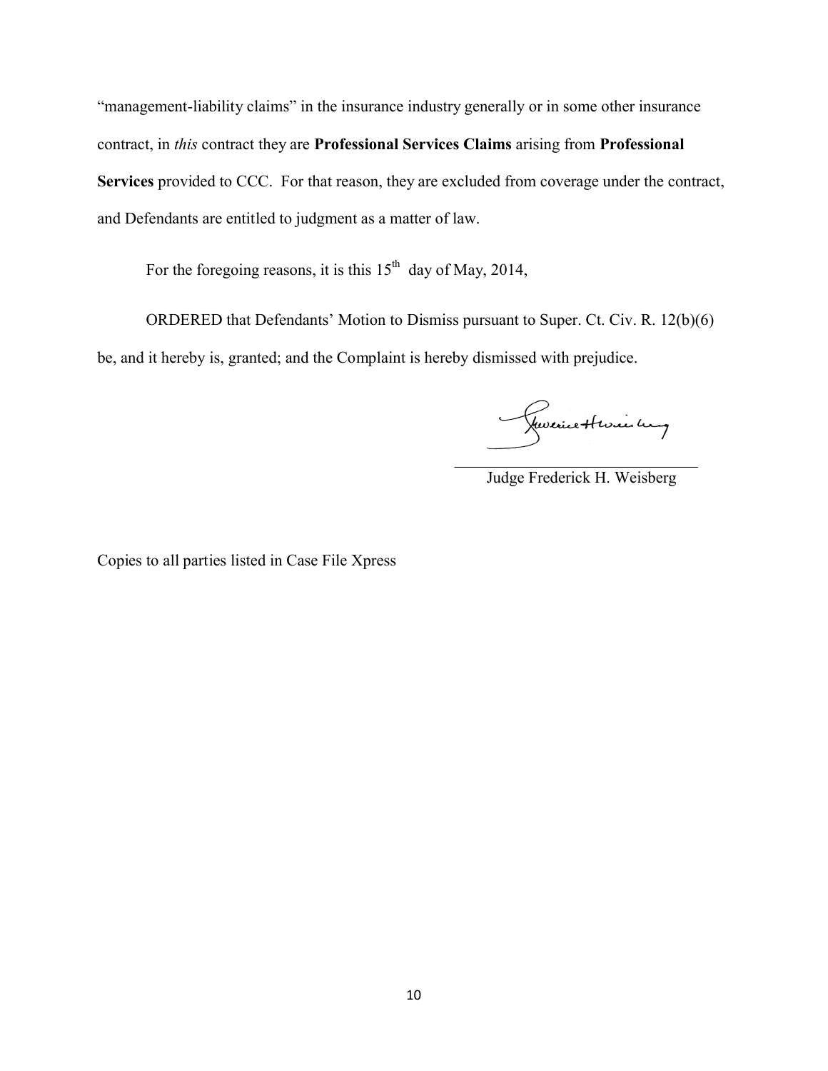"management-liability claims" in the insurance industry generally or in some other insurance contract, in *this* contract they are **Professional Services Claims** arising from **Professional Services** provided to CCC. For that reason, they are excluded from coverage under the contract, and Defendants are entitled to judgment as a matter of law.

For the foregoing reasons, it is this 15th day of May, 2014,

ORDERED that Defendants' Motion to Dismiss pursuant to Super. Ct. Civ. R. 12(b)(6) be, and it hereby is, granted; and the Complaint is hereby dismissed with prejudice.

Judge Frederick H. Weisberg

Copies to all parties listed in Case File Xpress